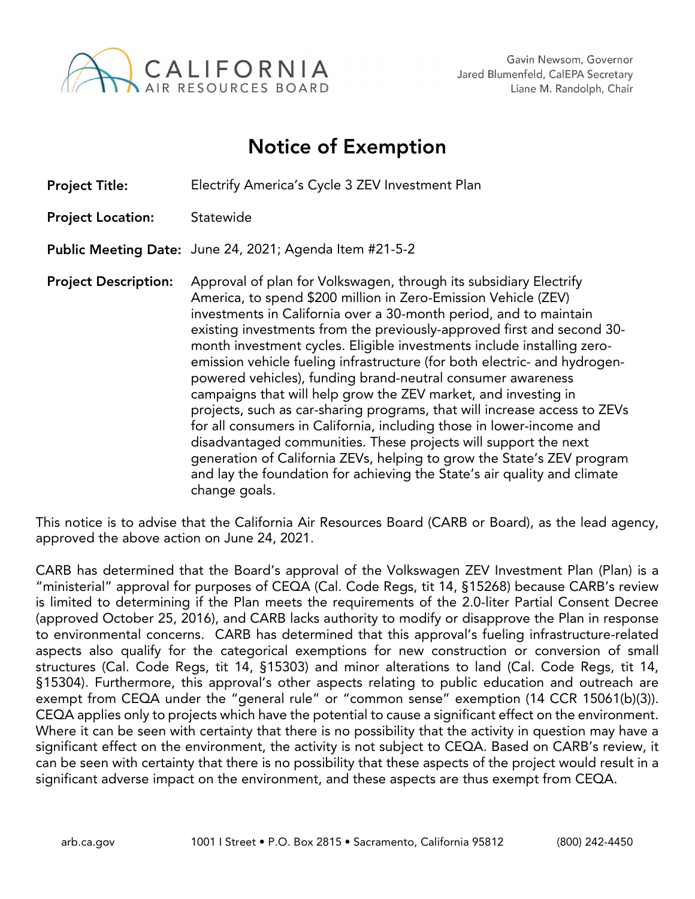CALIFORNIA AIR RESOURCES BOARD

Gavin Newsom, Governor
Jared Blumenfeld, CalEPA Secretary
Liane M. Randolph, Chair

# Notice of Exemption

**Project Title:** Electrify America's Cycle 3 ZEV Investment Plan

**Project Location:** Statewide

**Public Meeting Date:** June 24, 2021; Agenda Item #21-5-2

**Project Description:** Approval of plan for Volkswagen, through its subsidiary Electrify America, to spend $200 million in Zero-Emission Vehicle (ZEV) investments in California over a 30-month period, and to maintain existing investments from the previously-approved first and second 30-month investment cycles. Eligible investments include installing zero-emission vehicle fueling infrastructure (for both electric- and hydrogen-powered vehicles), funding brand-neutral consumer awareness campaigns that will help grow the ZEV market, and investing in projects, such as car-sharing programs, that will increase access to ZEVs for all consumers in California, including those in lower-income and disadvantaged communities. These projects will support the next generation of California ZEVs, helping to grow the State's ZEV program and lay the foundation for achieving the State's air quality and climate change goals.

This notice is to advise that the California Air Resources Board (CARB or Board), as the lead agency, approved the above action on June 24, 2021.

CARB has determined that the Board's approval of the Volkswagen ZEV Investment Plan (Plan) is a "ministerial" approval for purposes of CEQA (Cal. Code Regs, tit 14, §15268) because CARB's review is limited to determining if the Plan meets the requirements of the 2.0-liter Partial Consent Decree (approved October 25, 2016), and CARB lacks authority to modify or disapprove the Plan in response to environmental concerns. CARB has determined that this approval's fueling infrastructure-related aspects also qualify for the categorical exemptions for new construction or conversion of small structures (Cal. Code Regs, tit 14, §15303) and minor alterations to land (Cal. Code Regs, tit 14, §15304). Furthermore, this approval's other aspects relating to public education and outreach are exempt from CEQA under the "general rule" or "common sense" exemption (14 CCR 15061(b)(3)). CEQA applies only to projects which have the potential to cause a significant effect on the environment. Where it can be seen with certainty that there is no possibility that the activity in question may have a significant effect on the environment, the activity is not subject to CEQA. Based on CARB's review, it can be seen with certainty that there is no possibility that these aspects of the project would result in a significant adverse impact on the environment, and these aspects are thus exempt from CEQA.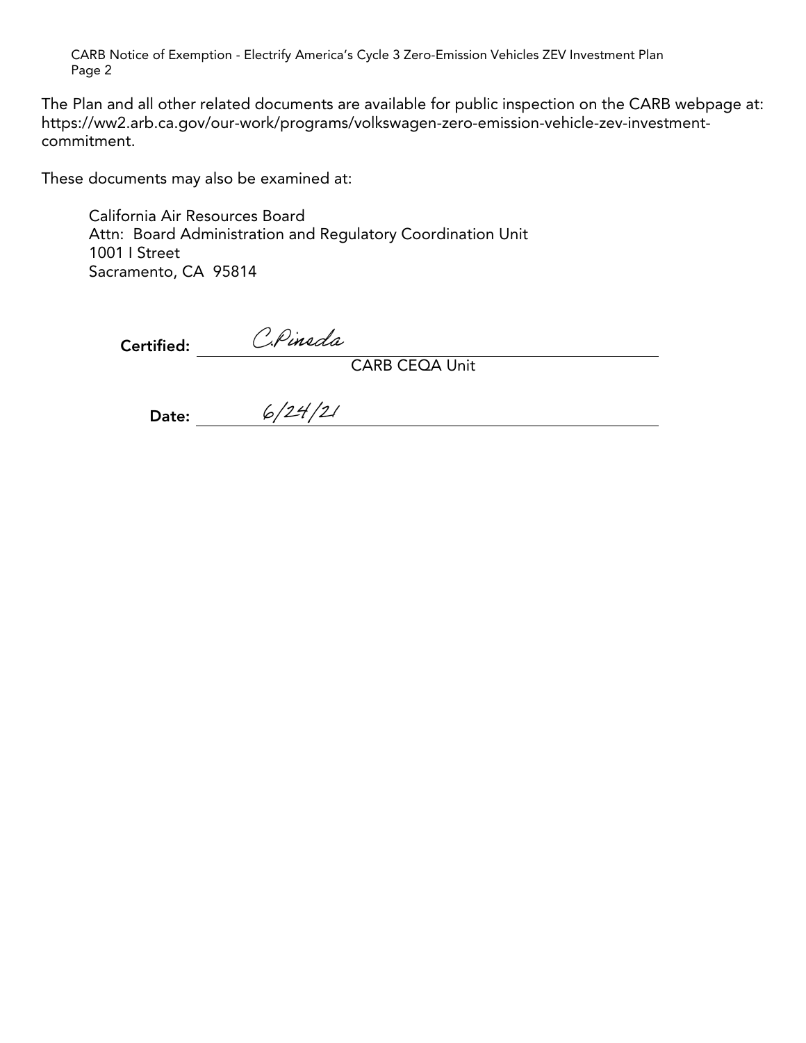The Plan and all other related documents are available for public inspection on the CARB webpage at: https://ww2.arb.ca.gov/our-work/programs/volkswagen-zero-emission-vehicle-zev-investment-commitment.

These documents may also be examined at:

California Air Resources Board
Attn: Board Administration and Regulatory Coordination Unit
1001 I Street
Sacramento, CA 95814

**Certified:** C.Pineda
CARB CEQA Unit

**Date:** 6/24/21